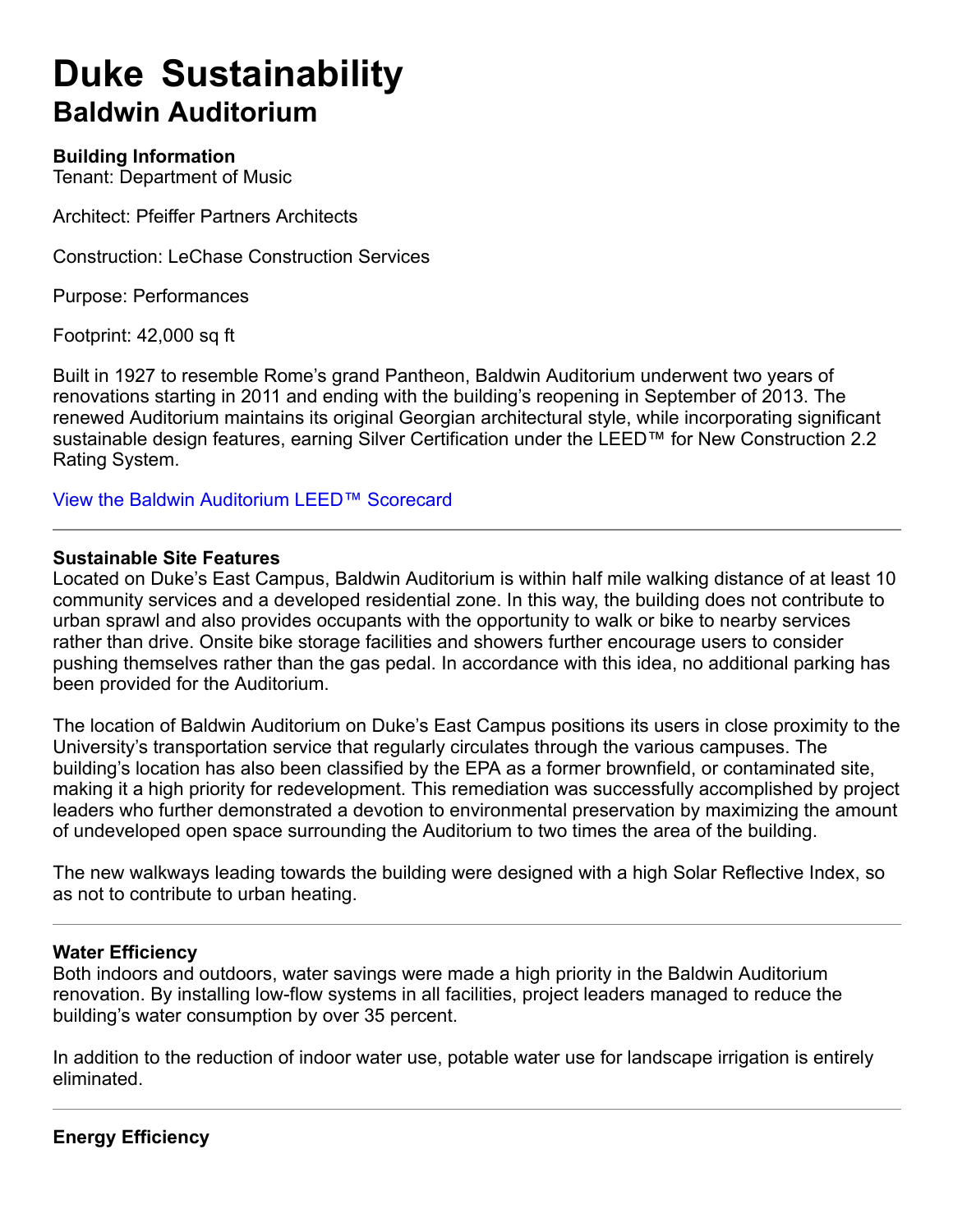# Duke Sustainability

## Baldwin Auditorium

**Building Information**

Tenant: Department of Music

Architect: Pfeiffer Partners Architects

Construction: LeChase Construction Services

Purpose: Performances

Footprint: 42,000 sq ft

Built in 1927 to resemble Rome's grand Pantheon, Baldwin Auditorium underwent two years of renovations starting in 2011 and ending with the building's reopening in September of 2013. The renewed Auditorium maintains its original Georgian architectural style, while incorporating significant sustainable design features, earning Silver Certification under the LEED™ for New Construction 2.2 Rating System.

View the Baldwin Auditorium LEED™ Scorecard

---

**Sustainable Site Features**

Located on Duke's East Campus, Baldwin Auditorium is within half mile walking distance of at least 10 community services and a developed residential zone. In this way, the building does not contribute to urban sprawl and also provides occupants with the opportunity to walk or bike to nearby services rather than drive. Onsite bike storage facilities and showers further encourage users to consider pushing themselves rather than the gas pedal. In accordance with this idea, no additional parking has been provided for the Auditorium.

The location of Baldwin Auditorium on Duke's East Campus positions its users in close proximity to the University's transportation service that regularly circulates through the various campuses. The building's location has also been classified by the EPA as a former brownfield, or contaminated site, making it a high priority for redevelopment. This remediation was successfully accomplished by project leaders who further demonstrated a devotion to environmental preservation by maximizing the amount of undeveloped open space surrounding the Auditorium to two times the area of the building.

The new walkways leading towards the building were designed with a high Solar Reflective Index, so as not to contribute to urban heating.

---

**Water Efficiency**

Both indoors and outdoors, water savings were made a high priority in the Baldwin Auditorium renovation. By installing low-flow systems in all facilities, project leaders managed to reduce the building's water consumption by over 35 percent.

In addition to the reduction of indoor water use, potable water use for landscape irrigation is entirely eliminated.

---

**Energy Efficiency**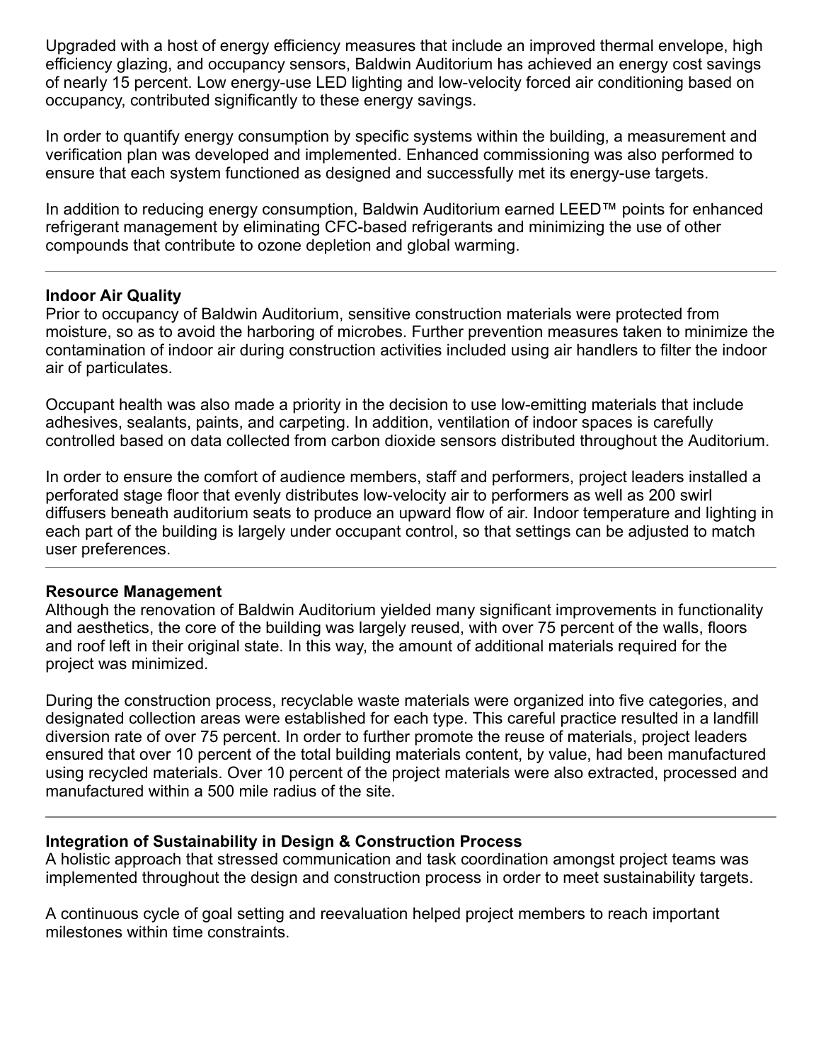Upgraded with a host of energy efficiency measures that include an improved thermal envelope, high efficiency glazing, and occupancy sensors, Baldwin Auditorium has achieved an energy cost savings of nearly 15 percent. Low energy-use LED lighting and low-velocity forced air conditioning based on occupancy, contributed significantly to these energy savings.

In order to quantify energy consumption by specific systems within the building, a measurement and verification plan was developed and implemented. Enhanced commissioning was also performed to ensure that each system functioned as designed and successfully met its energy-use targets.

In addition to reducing energy consumption, Baldwin Auditorium earned LEED™ points for enhanced refrigerant management by eliminating CFC-based refrigerants and minimizing the use of other compounds that contribute to ozone depletion and global warming.

---

**Indoor Air Quality**

Prior to occupancy of Baldwin Auditorium, sensitive construction materials were protected from moisture, so as to avoid the harboring of microbes. Further prevention measures taken to minimize the contamination of indoor air during construction activities included using air handlers to filter the indoor air of particulates.

Occupant health was also made a priority in the decision to use low-emitting materials that include adhesives, sealants, paints, and carpeting. In addition, ventilation of indoor spaces is carefully controlled based on data collected from carbon dioxide sensors distributed throughout the Auditorium.

In order to ensure the comfort of audience members, staff and performers, project leaders installed a perforated stage floor that evenly distributes low-velocity air to performers as well as 200 swirl diffusers beneath auditorium seats to produce an upward flow of air. Indoor temperature and lighting in each part of the building is largely under occupant control, so that settings can be adjusted to match user preferences.

---

**Resource Management**

Although the renovation of Baldwin Auditorium yielded many significant improvements in functionality and aesthetics, the core of the building was largely reused, with over 75 percent of the walls, floors and roof left in their original state. In this way, the amount of additional materials required for the project was minimized.

During the construction process, recyclable waste materials were organized into five categories, and designated collection areas were established for each type. This careful practice resulted in a landfill diversion rate of over 75 percent. In order to further promote the reuse of materials, project leaders ensured that over 10 percent of the total building materials content, by value, had been manufactured using recycled materials. Over 10 percent of the project materials were also extracted, processed and manufactured within a 500 mile radius of the site.

---

**Integration of Sustainability in Design & Construction Process**

A holistic approach that stressed communication and task coordination amongst project teams was implemented throughout the design and construction process in order to meet sustainability targets.

A continuous cycle of goal setting and reevaluation helped project members to reach important milestones within time constraints.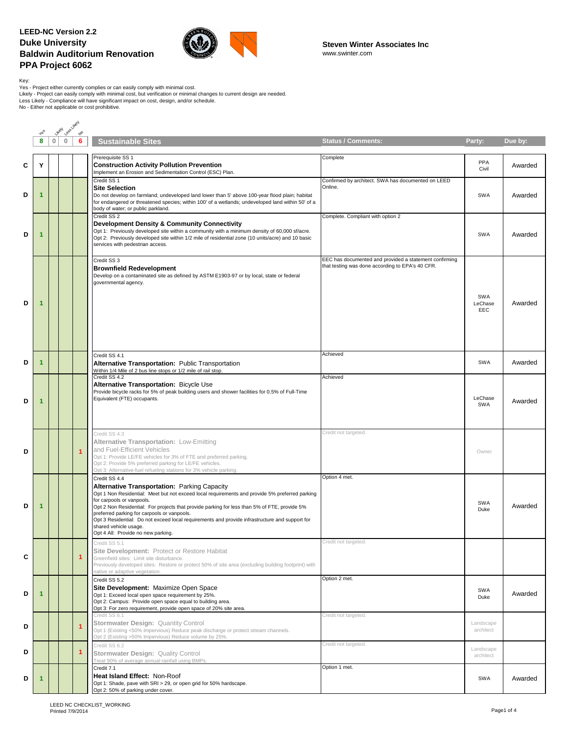**LEED-NC Version 2.2**
**Duke University**
**Baldwin Auditorium Renovation**
**PPA Project 6062**

**Steven Winter Associates Inc**
www.swinter.com

Key:
Yes - Project either currently complies or can easily comply with minimal cost.
Likely - Project can easily comply with minimal cost, but verification or minimal changes to current design are needed.
Less Likely - Compliance will have significant impact on cost, design, and/or schedule.
No - Either not applicable or cost prohibitive.

| | Yes | Likely | Less Likely | No | Sustainable Sites | Status / Comments: | Party: | Due by: |
|---|---|---|---|---|---|---|---|---|
| | 8 | 0 | 0 | 6 | | | | |
| C | Y | | | | Prerequisite SS 1 **Construction Activity Pollution Prevention** Implement an Erosion and Sedimentation Control (ESC) Plan. | Complete | PPA Civil | Awarded |
| D | 1 | | | | Credit SS 1 **Site Selection** Do not develop on farmland; undeveloped land lower than 5' above 100-year flood plain; habitat for endangered or threatened species; within 100' of a wetlands; undeveloped land within 50' of a body of water; or public parkland. | Confirmed by architect. SWA has documented on LEED Online. | SWA | Awarded |
| D | 1 | | | | Credit SS 2 **Development Density & Community Connectivity** Opt 1: Previously developed site within a community with a minimum density of 60,000 sf/acre. Opt 2: Previously developed site within 1/2 mile of residential zone (10 units/acre) and 10 basic services with pedestrian access. | Complete. Compliant with option 2 | SWA | Awarded |
| D | 1 | | | | Credit SS 3 **Brownfield Redevelopment** Develop on a contaminated site as defined by ASTM E1903-97 or by local, state or federal governmental agency. | EEC has documented and provided a statement confirming that testing was done according to EPA's 40 CFR. | SWA LeChase EEC | Awarded |
| D | 1 | | | | Credit SS 4.1 **Alternative Transportation:** Public Transportation Within 1/4 Mile of 2 bus line stops or 1/2 mile of rail stop. | Achieved | SWA | Awarded |
| D | 1 | | | | Credit SS 4.2 **Alternative Transportation:** Bicycle Use Provide bicycle racks for 5% of peak building users and shower facilities for 0.5% of Full-Time Equivalent (FTE) occupants. | Achieved | LeChase SWA | Awarded |
| D | | | | 1 | Credit SS 4.3 **Alternative Transportation:** Low-Emitting and Fuel-Efficient Vehicles Opt 1: Provide LE/FE vehicles for 3% of FTE and preferred parking. Opt 2: Provide 5% preferred parking for LE/FE vehicles. Opt 3: Alternative-fuel refueling stations for 3% vehicle parking. | Credit not targeted. | Owner | |
| D | 1 | | | | Credit SS 4.4 **Alternative Transportation:** Parking Capacity Opt 1 Non Residential: Meet but not exceed local requirements and provide 5% preferred parking for carpools or vanpools. Opt 2 Non Residential: For projects that provide parking for less than 5% of FTE, provide 5% preferred parking for carpools or vanpools. Opt 3 Residential: Do not exceed local requirements and provide infrastructure and support for shared vehicle usage. Opt 4 All: Provide no new parking. | Option 4 met. | SWA Duke | Awarded |
| C | | | | 1 | Credit SS 5.1 **Site Development:** Protect or Restore Habitat Greenfield sites: Limit site disturbance. Previously developed sites: Restore or protect 50% of site area (excluding building footprint) with native or adaptive vegetation. | Credit not targeted. | | |
| D | 1 | | | | Credit SS 5.2 **Site Development:** Maximize Open Space Opt 1: Exceed local open space requirement by 25%. Opt 2: Campus: Provide open space equal to building area. Opt 3: For zero requirement, provide open space of 20% site area. | Option 2 met. | SWA Duke | Awarded |
| D | | | | 1 | Credit SS 6.1 **Stormwater Design:** Quantity Control Opt 1 (Existing <50% Impervious) Reduce peak discharge or protect stream channels. Opt 2 (Existing >50% Impervious) Reduce volume by 25%. | Credit not targeted. | Landscape architect | |
| D | | | | 1 | Credit SS 6.2 **Stormwater Design:** Quality Control Treat 90% of average annual rainfall using BMPs. | Credit not targeted. | Landscape architect | |
| D | 1 | | | | Credit 7.1 **Heat Island Effect:** Non-Roof Opt 1: Shade, pave with SRI > 29, or open grid for 50% hardscape. Opt 2: 50% of parking under cover. | Option 1 met. | SWA | Awarded |

LEED NC CHECKLIST_WORKING
Printed 7/9/2014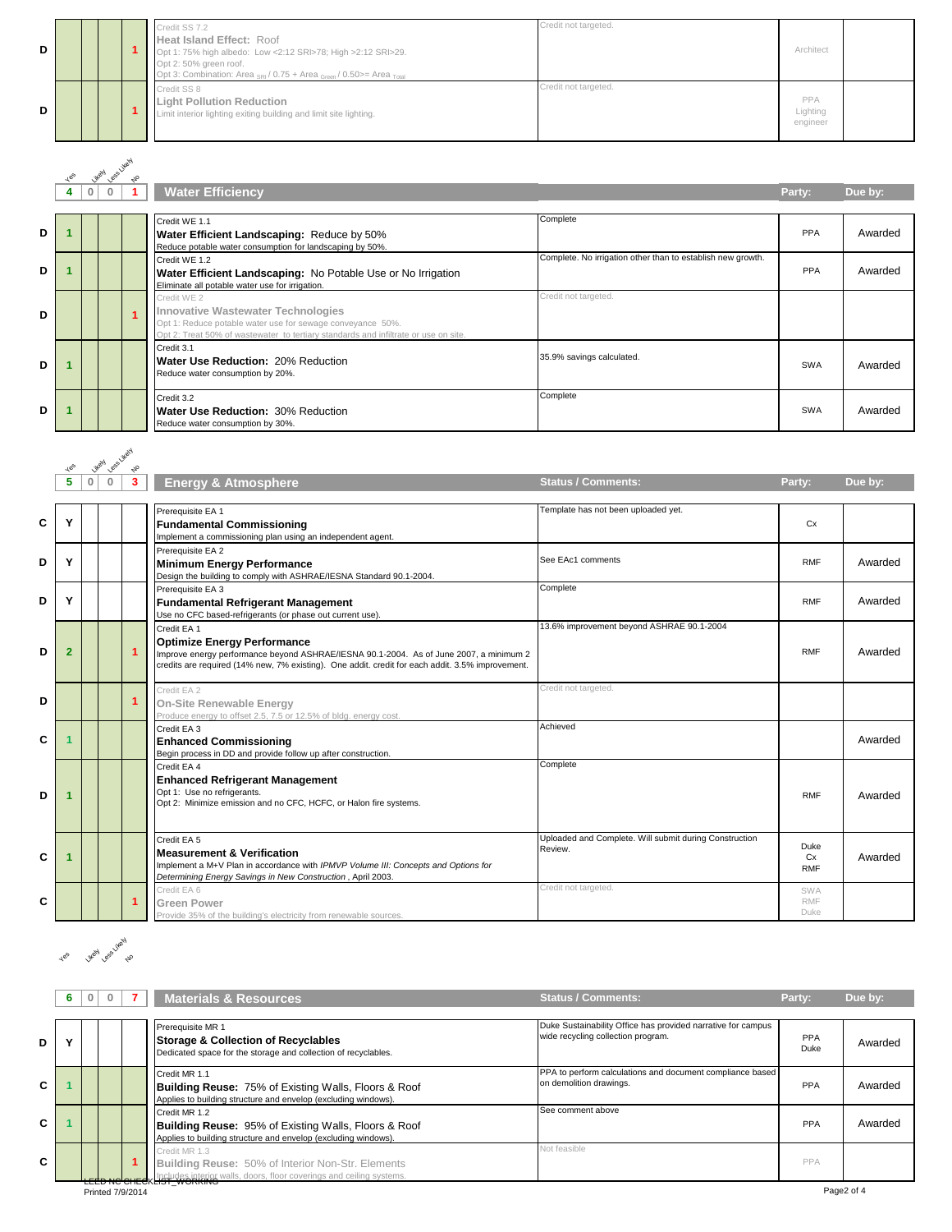| | Yes | Likely | Less Likely | No | Credit | Status / Comments | Party | Due by |
|---|---|---|---|---|---|---|---|---|
| D | | | | 1 | Credit SS 7.2<br>**Heat Island Effect:** Roof<br>Opt 1: 75% high albedo: Low <2:12 SRI>78; High >2:12 SRI>29.<br>Opt 2: 50% green roof.<br>Opt 3: Combination: Area $_{SRI}$ / 0.75 + Area $_{Green}$ / 0.50>= Area $_{Total}$ | Credit not targeted. | Architect | |
| D | | | | 1 | Credit SS 8<br>**Light Pollution Reduction**<br>Limit interior lighting exiting building and limit site lighting. | Credit not targeted. | PPA Lighting engineer | |

| | Yes | Likely | Less Likely | No | Water Efficiency | | Party: | Due by: |
|---|---|---|---|---|---|---|---|---|
| | 4 | 0 | 0 | 1 | | | | |
| D | 1 | | | | Credit WE 1.1<br>**Water Efficient Landscaping:** Reduce by 50%<br>Reduce potable water consumption for landscaping by 50%. | Complete | PPA | Awarded |
| D | 1 | | | | Credit WE 1.2<br>**Water Efficient Landscaping:** No Potable Use or No Irrigation<br>Eliminate all potable water use for irrigation. | Complete. No irrigation other than to establish new growth. | PPA | Awarded |
| D | | | | 1 | Credit WE 2<br>**Innovative Wastewater Technologies**<br>Opt 1: Reduce potable water use for sewage conveyance 50%.<br>Opt 2: Treat 50% of wastewater to tertiary standards and infiltrate or use on site. | Credit not targeted. | | |
| D | 1 | | | | Credit 3.1<br>**Water Use Reduction:** 20% Reduction<br>Reduce water consumption by 20%. | 35.9% savings calculated. | SWA | Awarded |
| D | 1 | | | | Credit 3.2<br>**Water Use Reduction:** 30% Reduction<br>Reduce water consumption by 30%. | Complete | SWA | Awarded |

| | Yes | Likely | Less Likely | No | Energy & Atmosphere | Status / Comments: | Party: | Due by: |
|---|---|---|---|---|---|---|---|---|
| | 5 | 0 | 0 | 3 | | | | |
| C | Y | | | | Prerequisite EA 1<br>**Fundamental Commissioning**<br>Implement a commissioning plan using an independent agent. | Template has not been uploaded yet. | Cx | |
| D | Y | | | | Prerequisite EA 2<br>**Minimum Energy Performance**<br>Design the building to comply with ASHRAE/IESNA Standard 90.1-2004. | See EAc1 comments | RMF | Awarded |
| D | Y | | | | Prerequisite EA 3<br>**Fundamental Refrigerant Management**<br>Use no CFC based-refrigerants (or phase out current use). | Complete | RMF | Awarded |
| D | 2 | | | 1 | Credit EA 1<br>**Optimize Energy Performance**<br>Improve energy performance beyond ASHRAE/IESNA 90.1-2004. As of June 2007, a minimum 2 credits are required (14% new, 7% existing). One addit. credit for each addit. 3.5% improvement. | 13.6% improvement beyond ASHRAE 90.1-2004 | RMF | Awarded |
| D | | | | 1 | Credit EA 2<br>**On-Site Renewable Energy**<br>Produce energy to offset 2.5, 7.5 or 12.5% of bldg. energy cost. | Credit not targeted. | | |
| C | 1 | | | | Credit EA 3<br>**Enhanced Commissioning**<br>Begin process in DD and provide follow up after construction. | Achieved | | Awarded |
| D | 1 | | | | Credit EA 4<br>**Enhanced Refrigerant Management**<br>Opt 1: Use no refrigerants.<br>Opt 2: Minimize emission and no CFC, HCFC, or Halon fire systems. | Complete | RMF | Awarded |
| C | 1 | | | | Credit EA 5<br>**Measurement & Verification**<br>Implement a M+V Plan in accordance with *IPMVP Volume III: Concepts and Options for Determining Energy Savings in New Construction*, April 2003. | Uploaded and Complete. Will submit during Construction Review. | Duke Cx RMF | Awarded |
| C | | | | 1 | Credit EA 6<br>**Green Power**<br>Provide 35% of the building's electricity from renewable sources. | Credit not targeted. | SWA RMF Duke | |

| | Yes | Likely | Less Likely | No | Materials & Resources | Status / Comments: | Party: | Due by: |
|---|---|---|---|---|---|---|---|---|
| | 6 | 0 | 0 | 7 | | | | |
| D | Y | | | | Prerequisite MR 1<br>**Storage & Collection of Recyclables**<br>Dedicated space for the storage and collection of recyclables. | Duke Sustainability Office has provided narrative for campus wide recycling collection program. | PPA Duke | Awarded |
| C | 1 | | | | Credit MR 1.1<br>**Building Reuse:** 75% of Existing Walls, Floors & Roof<br>Applies to building structure and envelop (excluding windows). | PPA to perform calculations and document compliance based on demolition drawings. | PPA | Awarded |
| C | 1 | | | | Credit MR 1.2<br>**Building Reuse:** 95% of Existing Walls, Floors & Roof<br>Applies to building structure and envelop (excluding windows). | See comment above | PPA | Awarded |
| C | | | | 1 | Credit MR 1.3<br>**Building Reuse:** 50% of Interior Non-Str. Elements<br>Includes interior walls, doors, floor coverings and ceiling systems. | Not feasible | PPA | |

LEED NC CHECKLIST_WORKING
Printed 7/9/2014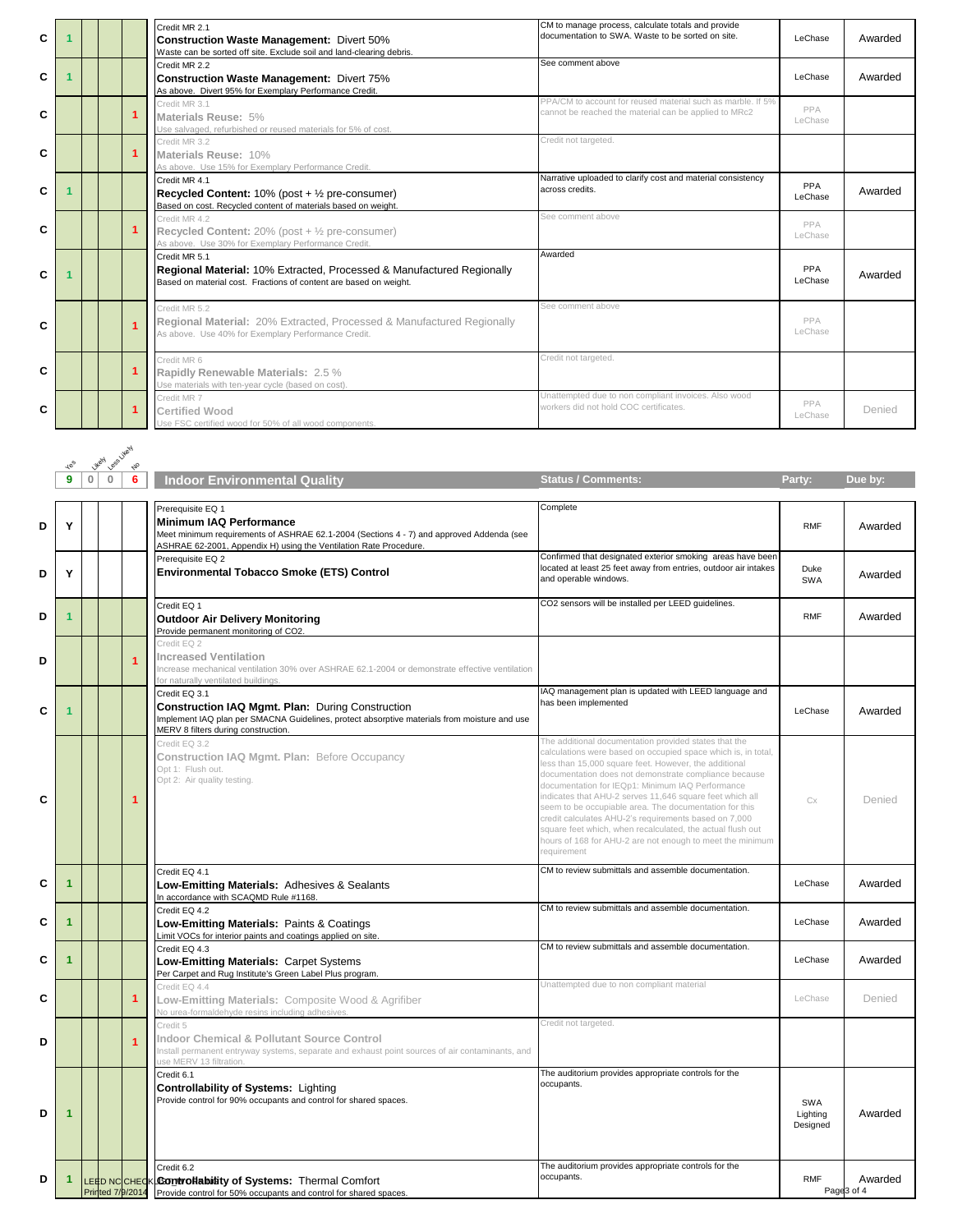| | Yes | Likely | Less Likely | No | Credit | Status / Comments: | Party: | Due by: |
|---|---|---|---|---|---|---|---|---|
| C | 1 | | | | Credit MR 2.1<br>**Construction Waste Management:** Divert 50%<br>Waste can be sorted off site. Exclude soil and land-clearing debris. | CM to manage process, calculate totals and provide documentation to SWA. Waste to be sorted on site. | LeChase | Awarded |
| C | 1 | | | | Credit MR 2.2<br>**Construction Waste Management:** Divert 75%<br>As above. Divert 95% for Exemplary Performance Credit. | See comment above | LeChase | Awarded |
| C | | | | 1 | Credit MR 3.1<br>**Materials Reuse:** 5%<br>Use salvaged, refurbished or reused materials for 5% of cost. | PPA/CM to account for reused material such as marble. If 5% cannot be reached the material can be applied to MRc2 | PPA LeChase | |
| C | | | | 1 | Credit MR 3.2<br>**Materials Reuse:** 10%<br>As above. Use 15% for Exemplary Performance Credit. | Credit not targeted. | | |
| C | 1 | | | | Credit MR 4.1<br>**Recycled Content:** 10% (post + ½ pre-consumer)<br>Based on cost. Recycled content of materials based on weight. | Narrative uploaded to clarify cost and material consistency across credits. | PPA LeChase | Awarded |
| C | | | | 1 | Credit MR 4.2<br>**Recycled Content:** 20% (post + ½ pre-consumer)<br>As above. Use 30% for Exemplary Performance Credit. | See comment above | PPA LeChase | |
| C | 1 | | | | Credit MR 5.1<br>**Regional Material:** 10% Extracted, Processed & Manufactured Regionally<br>Based on material cost. Fractions of content are based on weight. | Awarded | PPA LeChase | Awarded |
| C | | | | 1 | Credit MR 5.2<br>**Regional Material:** 20% Extracted, Processed & Manufactured Regionally<br>As above. Use 40% for Exemplary Performance Credit. | See comment above | PPA LeChase | |
| C | | | | 1 | Credit MR 6<br>**Rapidly Renewable Materials:** 2.5 %<br>Use materials with ten-year cycle (based on cost). | Credit not targeted. | | |
| C | | | | 1 | Credit MR 7<br>**Certified Wood**<br>Use FSC certified wood for 50% of all wood components. | Unattempted due to non compliant invoices. Also wood workers did not hold COC certificates. | PPA LeChase | Denied |

| | Yes | Likely | Less Likely | No | Indoor Environmental Quality | Status / Comments: | Party: | Due by: |
|---|---|---|---|---|---|---|---|---|
| | 9 | 0 | 0 | 6 | | | | |
| D | Y | | | | Prerequisite EQ 1<br>**Minimum IAQ Performance**<br>Meet minimum requirements of ASHRAE 62.1-2004 (Sections 4 - 7) and approved Addenda (see ASHRAE 62-2001, Appendix H) using the Ventilation Rate Procedure. | Complete | RMF | Awarded |
| D | Y | | | | Prerequisite EQ 2<br>**Environmental Tobacco Smoke (ETS) Control** | Confirmed that designated exterior smoking areas have been located at least 25 feet away from entries, outdoor air intakes and operable windows. | Duke SWA | Awarded |
| D | 1 | | | | Credit EQ 1<br>**Outdoor Air Delivery Monitoring**<br>Provide permanent monitoring of CO2. | CO2 sensors will be installed per LEED guidelines. | RMF | Awarded |
| D | | | | 1 | Credit EQ 2<br>**Increased Ventilation**<br>Increase mechanical ventilation 30% over ASHRAE 62.1-2004 or demonstrate effective ventilation for naturally ventilated buildings. | | | |
| C | 1 | | | | Credit EQ 3.1<br>**Construction IAQ Mgmt. Plan:** During Construction<br>Implement IAQ plan per SMACNA Guidelines, protect absorptive materials from moisture and use MERV 8 filters during construction. | IAQ management plan is updated with LEED language and has been implemented | LeChase | Awarded |
| C | | | | 1 | Credit EQ 3.2<br>**Construction IAQ Mgmt. Plan:** Before Occupancy<br>Opt 1: Flush out.<br>Opt 2: Air quality testing. | The additional documentation provided states that the calculations were based on occupied space which is, in total, less than 15,000 square feet. However, the additional documentation does not demonstrate compliance because documentation for IEQp1: Minimum IAQ Performance indicates that AHU-2 serves 11,646 square feet which all seem to be occupiable area. The documentation for this credit calculates AHU-2's requirements based on 7,000 square feet which, when recalculated, the actual flush out hours of 168 for AHU-2 are not enough to meet the minimum requirement | Cx | Denied |
| C | 1 | | | | Credit EQ 4.1<br>**Low-Emitting Materials:** Adhesives & Sealants<br>In accordance with SCAQMD Rule #1168. | CM to review submittals and assemble documentation. | LeChase | Awarded |
| C | 1 | | | | Credit EQ 4.2<br>**Low-Emitting Materials:** Paints & Coatings<br>Limit VOCs for interior paints and coatings applied on site. | CM to review submittals and assemble documentation. | LeChase | Awarded |
| C | 1 | | | | Credit EQ 4.3<br>**Low-Emitting Materials:** Carpet Systems<br>Per Carpet and Rug Institute's Green Label Plus program. | CM to review submittals and assemble documentation. | LeChase | Awarded |
| C | | | | 1 | Credit EQ 4.4<br>**Low-Emitting Materials:** Composite Wood & Agrifiber<br>No urea-formaldehyde resins including adhesives. | Unattempted due to non compliant material | LeChase | Denied |
| D | | | | 1 | Credit 5<br>**Indoor Chemical & Pollutant Source Control**<br>Install permanent entryway systems, separate and exhaust point sources of air contaminants, and use MERV 13 filtration. | Credit not targeted. | | |
| D | 1 | | | | Credit 6.1<br>**Controllability of Systems:** Lighting<br>Provide control for 90% occupants and control for shared spaces. | The auditorium provides appropriate controls for the occupants. | SWA Lighting Designed | Awarded |
| D | 1 | | | | Credit 6.2<br>**Controllability of Systems:** Thermal Comfort<br>Provide control for 50% occupants and control for shared spaces. | The auditorium provides appropriate controls for the occupants. | RMF | Awarded |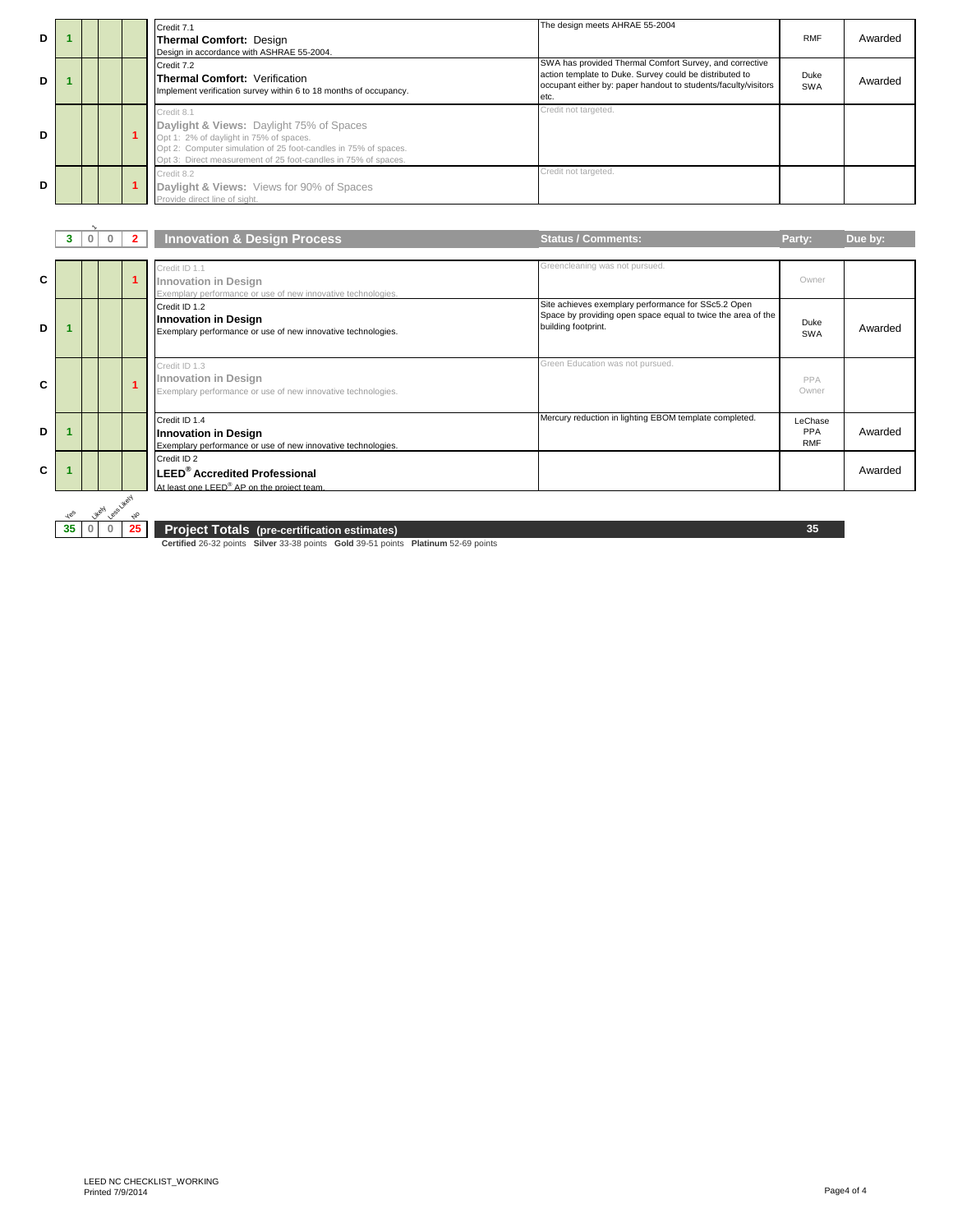| | Yes | Likely | Less Likely | No | Credit | Status / Comments: | Party: | Due by: |
|---|---|---|---|---|---|---|---|---|
| D | 1 | | | | Credit 7.1 **Thermal Comfort:** Design — Design in accordance with ASHRAE 55-2004. | The design meets AHRAE 55-2004 | RMF | Awarded |
| D | 1 | | | | Credit 7.2 **Thermal Comfort:** Verification — Implement verification survey within 6 to 18 months of occupancy. | SWA has provided Thermal Comfort Survey, and corrective action template to Duke. Survey could be distributed to occupant either by: paper handout to students/faculty/visitors etc. | Duke SWA | Awarded |
| D | | | | 1 | Credit 8.1 **Daylight & Views:** Daylight 75% of Spaces — Opt 1: 2% of daylight in 75% of spaces. Opt 2: Computer simulation of 25 foot-candles in 75% of spaces. Opt 3: Direct measurement of 25 foot-candles in 75% of spaces. | Credit not targeted. | | |
| D | | | | 1 | Credit 8.2 **Daylight & Views:** Views for 90% of Spaces — Provide direct line of sight. | Credit not targeted. | | |

| | Yes | Likely | Less Likely | No | Innovation & Design Process | Status / Comments: | Party: | Due by: |
|---|---|---|---|---|---|---|---|---|
| | 3 | 0 | 0 | 2 | | | | |
| C | | | | 1 | Credit ID 1.1 **Innovation in Design** — Exemplary performance or use of new innovative technologies. | Greencleaning was not pursued. | Owner | |
| D | 1 | | | | Credit ID 1.2 **Innovation in Design** — Exemplary performance or use of new innovative technologies. | Site achieves exemplary performance for SSc5.2 Open Space by providing open space equal to twice the area of the building footprint. | Duke SWA | Awarded |
| C | | | | 1 | Credit ID 1.3 **Innovation in Design** — Exemplary performance or use of new innovative technologies. | Green Education was not pursued. | PPA Owner | |
| D | 1 | | | | Credit ID 1.4 **Innovation in Design** — Exemplary performance or use of new innovative technologies. | Mercury reduction in lighting EBOM template completed. | LeChase PPA RMF | Awarded |
| C | 1 | | | | Credit ID 2 **LEED® Accredited Professional** — At least one LEED® AP on the project team. | | | Awarded |

| Yes | Likely | Less Likely | No | | |
|---|---|---|---|---|---|
| 35 | 0 | 0 | 25 | **Project Totals (pre-certification estimates)** | 35 |

**Certified** 26-32 points **Silver** 33-38 points **Gold** 39-51 points **Platinum** 52-69 points

LEED NC CHECKLIST_WORKING
Printed 7/9/2014